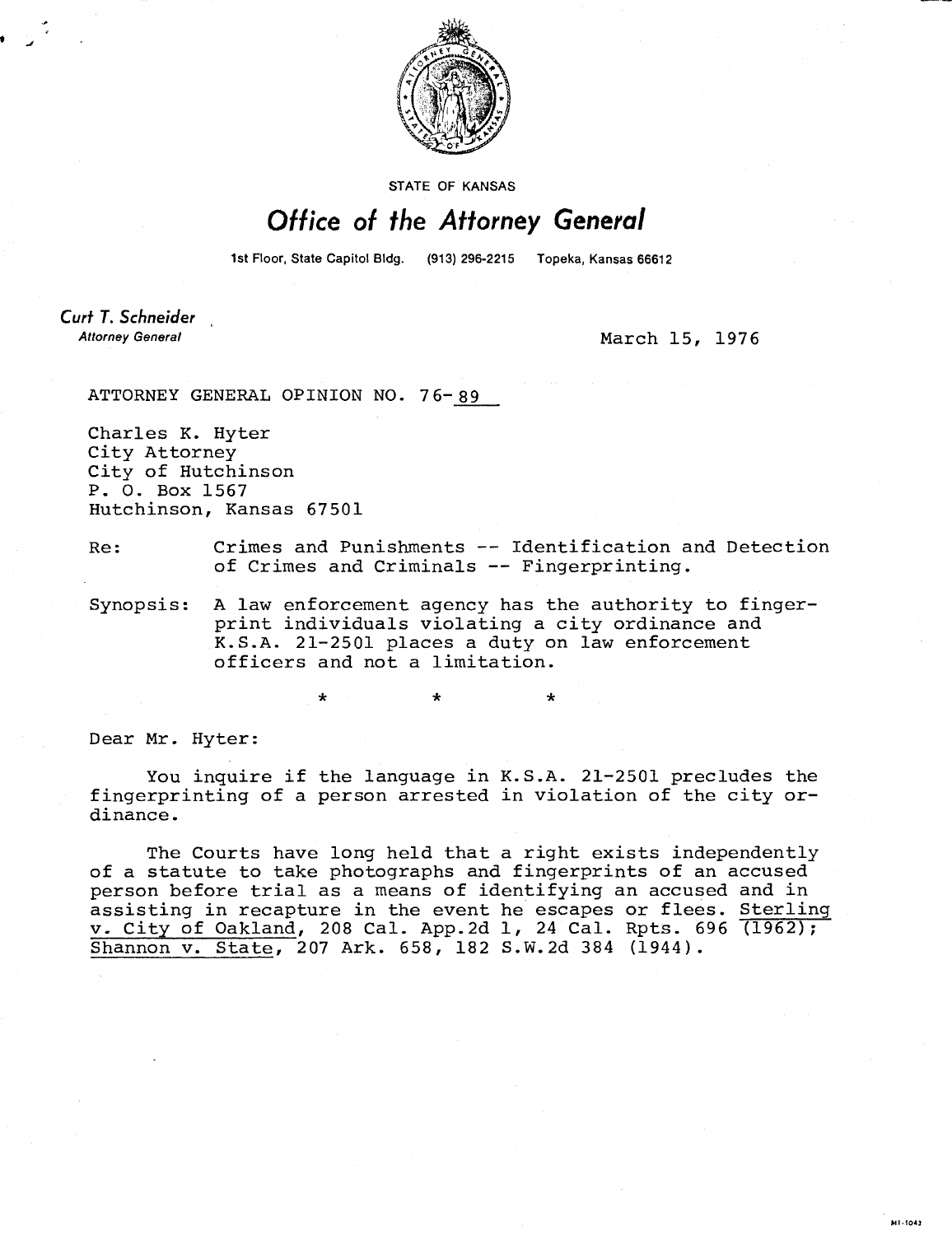STATE OF KANSAS

# Office of the Attorney General

1st Floor, State Capitol Bldg. (913) 296-2215 Topeka, Kansas 66612

**Curt T. Schneider**
*Attorney General*

March 15, 1976

ATTORNEY GENERAL OPINION NO. 76-89

Charles K. Hyter
City Attorney
City of Hutchinson
P. O. Box 1567
Hutchinson, Kansas 67501

Re: Crimes and Punishments -- Identification and Detection of Crimes and Criminals -- Fingerprinting.

Synopsis: A law enforcement agency has the authority to fingerprint individuals violating a city ordinance and K.S.A. 21-2501 places a duty on law enforcement officers and not a limitation.

\* \* \*

Dear Mr. Hyter:

You inquire if the language in K.S.A. 21-2501 precludes the fingerprinting of a person arrested in violation of the city ordinance.

The Courts have long held that a right exists independently of a statute to take photographs and fingerprints of an accused person before trial as a means of identifying an accused and in assisting in recapture in the event he escapes or flees. Sterling v. City of Oakland, 208 Cal. App.2d 1, 24 Cal. Rpts. 696 (1962); Shannon v. State, 207 Ark. 658, 182 S.W.2d 384 (1944).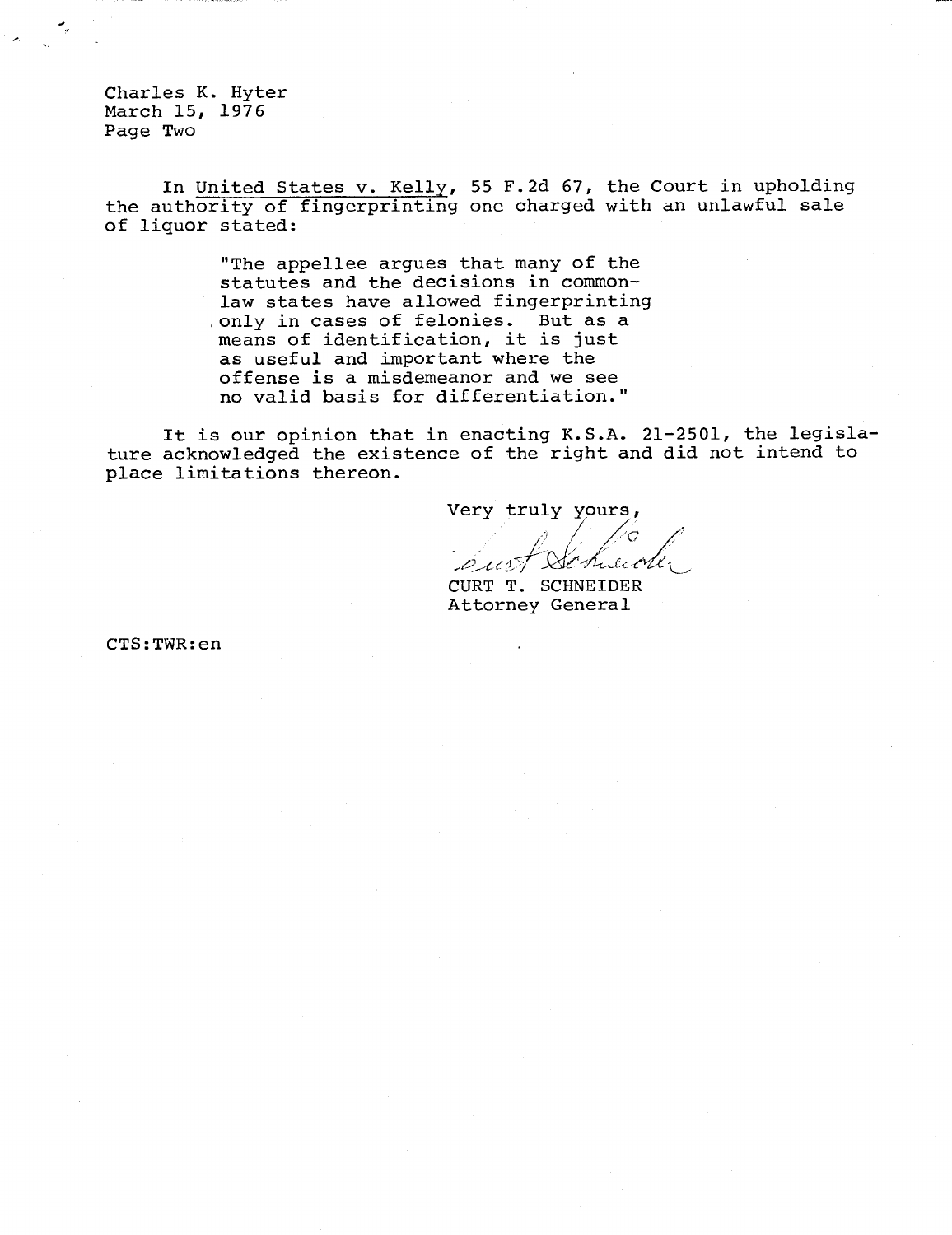Charles K. Hyter
March 15, 1976
Page Two

In United States v. Kelly, 55 F.2d 67, the Court in upholding the authority of fingerprinting one charged with an unlawful sale of liquor stated:

> "The appellee argues that many of the statutes and the decisions in common-law states have allowed fingerprinting only in cases of felonies. But as a means of identification, it is just as useful and important where the offense is a misdemeanor and we see no valid basis for differentiation."

It is our opinion that in enacting K.S.A. 21-2501, the legislature acknowledged the existence of the right and did not intend to place limitations thereon.

Very truly yours,

CURT T. SCHNEIDER
Attorney General

CTS:TWR:en